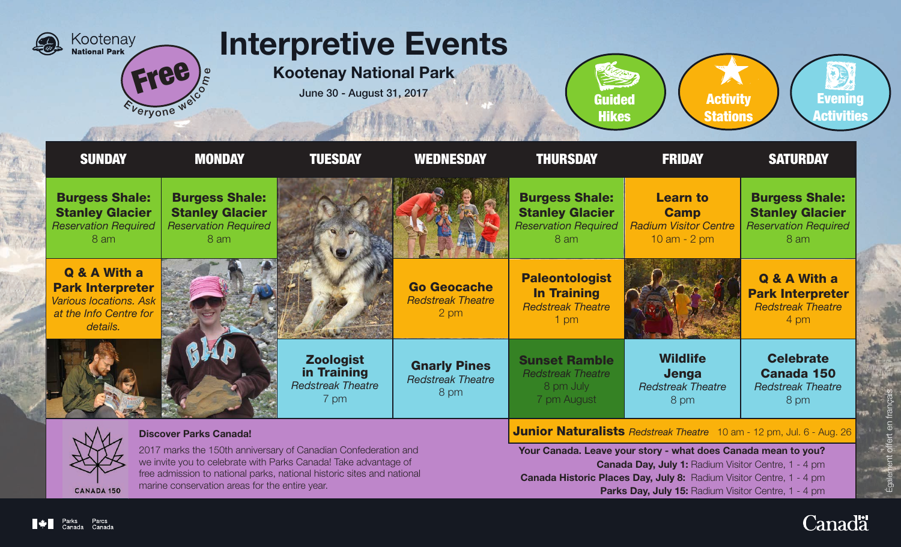Kootenay National Park

**Free** — Everyone welcome

# Interpretive Events

## Kootenay National Park

June 30 - August 31, 2017

Guided Hikes | Activity Stations | Evening Activities

| SUNDAY | MONDAY | TUESDAY | WEDNESDAY | THURSDAY | FRIDAY | SATURDAY |
|---|---|---|---|---|---|---|
| **Burgess Shale: Stanley Glacier** *Reservation Required* 8 am | **Burgess Shale: Stanley Glacier** *Reservation Required* 8 am | | | **Burgess Shale: Stanley Glacier** *Reservation Required* 8 am | **Learn to Camp** *Radium Visitor Centre* 10 am - 2 pm | **Burgess Shale: Stanley Glacier** *Reservation Required* 8 am |
| **Q & A With a Park Interpreter** *Various locations. Ask at the Info Centre for details.* | | | **Go Geocache** *Redstreak Theatre* 2 pm | **Paleontologist In Training** *Redstreak Theatre* 1 pm | | **Q & A With a Park Interpreter** *Redstreak Theatre* 4 pm |
| | | **Zoologist in Training** *Redstreak Theatre* 7 pm | **Gnarly Pines** *Redstreak Theatre* 8 pm | **Sunset Ramble** *Redstreak Theatre* 8 pm July 7 pm August | **Wildlife Jenga** *Redstreak Theatre* 8 pm | **Celebrate Canada 150** *Redstreak Theatre* 8 pm |

**Junior Naturalists** *Redstreak Theatre* 10 am - 12 pm, Jul. 6 - Aug. 26

CANADA 150

**Discover Parks Canada!**

2017 marks the 150th anniversary of Canadian Confederation and we invite you to celebrate with Parks Canada! Take advantage of free admission to national parks, national historic sites and national marine conservation areas for the entire year.

**Your Canada. Leave your story - what does Canada mean to you?**

**Canada Day, July 1:** Radium Visitor Centre, 1 - 4 pm

**Canada Historic Places Day, July 8:** Radium Visitor Centre, 1 - 4 pm

**Parks Day, July 15:** Radium Visitor Centre, 1 - 4 pm

Également offert en français

Parks Canada Parcs Canada

Canada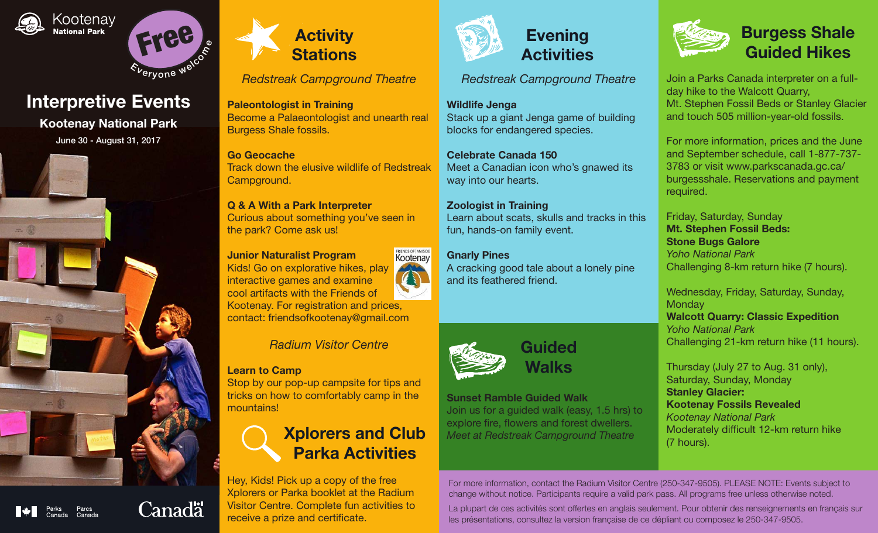Kootenay National Park

Free
Everyone welcome

# Interpretive Events

**Kootenay National Park**

June 30 - August 31, 2017

Parks Canada · Parcs Canada

Canada

## Activity Stations

*Redstreak Campground Theatre*

**Paleontologist in Training**
Become a Palaeontologist and unearth real Burgess Shale fossils.

**Go Geocache**
Track down the elusive wildlife of Redstreak Campground.

**Q & A With a Park Interpreter**
Curious about something you've seen in the park? Come ask us!

**Junior Naturalist Program**
Kids! Go on explorative hikes, play interactive games and examine cool artifacts with the Friends of Kootenay. For registration and prices, contact: friendsofkootenay@gmail.com

Friends of Kootenay

*Radium Visitor Centre*

**Learn to Camp**
Stop by our pop-up campsite for tips and tricks on how to comfortably camp in the mountains!

## Xplorers and Club Parka Activities

Hey, Kids! Pick up a copy of the free Xplorers or Parka booklet at the Radium Visitor Centre. Complete fun activities to receive a prize and certificate.

## Evening Activities

*Redstreak Campground Theatre*

**Wildlife Jenga**
Stack up a giant Jenga game of building blocks for endangered species.

**Celebrate Canada 150**
Meet a Canadian icon who's gnawed its way into our hearts.

**Zoologist in Training**
Learn about scats, skulls and tracks in this fun, hands-on family event.

**Gnarly Pines**
A cracking good tale about a lonely pine and its feathered friend.

## Guided Walks

**Sunset Ramble Guided Walk**
Join us for a guided walk (easy, 1.5 hrs) to explore fire, flowers and forest dwellers.
*Meet at Redstreak Campground Theatre*

## Burgess Shale Guided Hikes

Join a Parks Canada interpreter on a full-day hike to the Walcott Quarry, Mt. Stephen Fossil Beds or Stanley Glacier and touch 505 million-year-old fossils.

For more information, prices and the June and September schedule, call 1-877-737-3783 or visit www.parkscanada.gc.ca/burgessshale. Reservations and payment required.

Friday, Saturday, Sunday
**Mt. Stephen Fossil Beds:**
**Stone Bugs Galore**
*Yoho National Park*
Challenging 8-km return hike (7 hours).

Wednesday, Friday, Saturday, Sunday, Monday
**Walcott Quarry: Classic Expedition**
*Yoho National Park*
Challenging 21-km return hike (11 hours).

Thursday (July 27 to Aug. 31 only), Saturday, Sunday, Monday
**Stanley Glacier:**
**Kootenay Fossils Revealed**
*Kootenay National Park*
Moderately difficult 12-km return hike (7 hours).

For more information, contact the Radium Visitor Centre (250-347-9505). PLEASE NOTE: Events subject to change without notice. Participants require a valid park pass. All programs free unless otherwise noted.

La plupart de ces activités sont offertes en anglais seulement. Pour obtenir des renseignements en français sur les présentations, consultez la version française de ce dépliant ou composez le 250-347-9505.